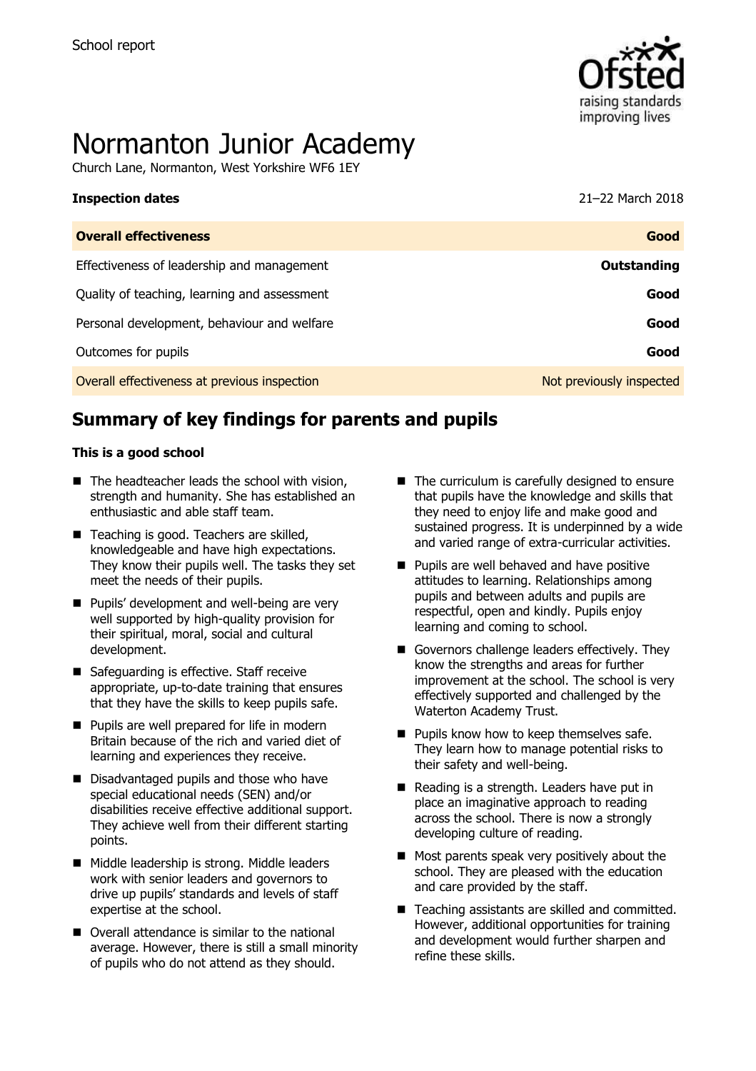School report

# Normanton Junior Academy

Church Lane, Normanton, West Yorkshire WF6 1EY

**Inspection dates** 21–22 March 2018

| **Overall effectiveness** | **Good** |
|---|---|
| Effectiveness of leadership and management | **Outstanding** |
| Quality of teaching, learning and assessment | **Good** |
| Personal development, behaviour and welfare | **Good** |
| Outcomes for pupils | **Good** |
| Overall effectiveness at previous inspection | Not previously inspected |

## Summary of key findings for parents and pupils

**This is a good school**

- The headteacher leads the school with vision, strength and humanity. She has established an enthusiastic and able staff team.
- Teaching is good. Teachers are skilled, knowledgeable and have high expectations. They know their pupils well. The tasks they set meet the needs of their pupils.
- Pupils' development and well-being are very well supported by high-quality provision for their spiritual, moral, social and cultural development.
- Safeguarding is effective. Staff receive appropriate, up-to-date training that ensures that they have the skills to keep pupils safe.
- Pupils are well prepared for life in modern Britain because of the rich and varied diet of learning and experiences they receive.
- Disadvantaged pupils and those who have special educational needs (SEN) and/or disabilities receive effective additional support. They achieve well from their different starting points.
- Middle leadership is strong. Middle leaders work with senior leaders and governors to drive up pupils' standards and levels of staff expertise at the school.
- Overall attendance is similar to the national average. However, there is still a small minority of pupils who do not attend as they should.
- The curriculum is carefully designed to ensure that pupils have the knowledge and skills that they need to enjoy life and make good and sustained progress. It is underpinned by a wide and varied range of extra-curricular activities.
- Pupils are well behaved and have positive attitudes to learning. Relationships among pupils and between adults and pupils are respectful, open and kindly. Pupils enjoy learning and coming to school.
- Governors challenge leaders effectively. They know the strengths and areas for further improvement at the school. The school is very effectively supported and challenged by the Waterton Academy Trust.
- Pupils know how to keep themselves safe. They learn how to manage potential risks to their safety and well-being.
- Reading is a strength. Leaders have put in place an imaginative approach to reading across the school. There is now a strongly developing culture of reading.
- Most parents speak very positively about the school. They are pleased with the education and care provided by the staff.
- Teaching assistants are skilled and committed. However, additional opportunities for training and development would further sharpen and refine these skills.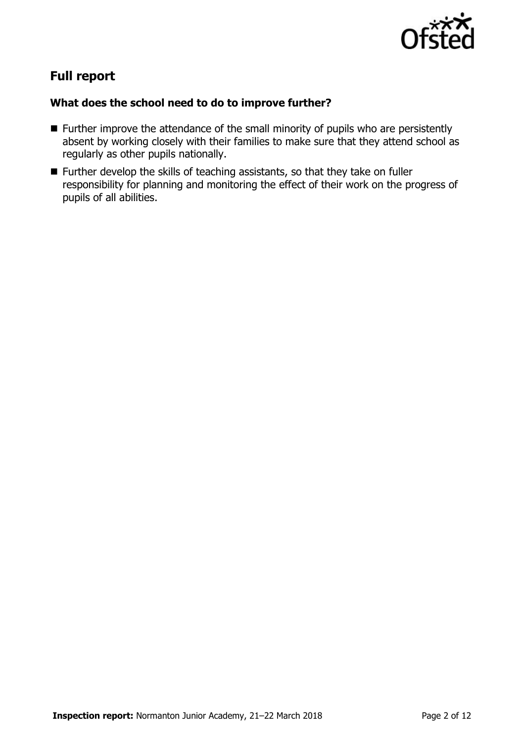## Full report

### What does the school need to do to improve further?

- Further improve the attendance of the small minority of pupils who are persistently absent by working closely with their families to make sure that they attend school as regularly as other pupils nationally.
- Further develop the skills of teaching assistants, so that they take on fuller responsibility for planning and monitoring the effect of their work on the progress of pupils of all abilities.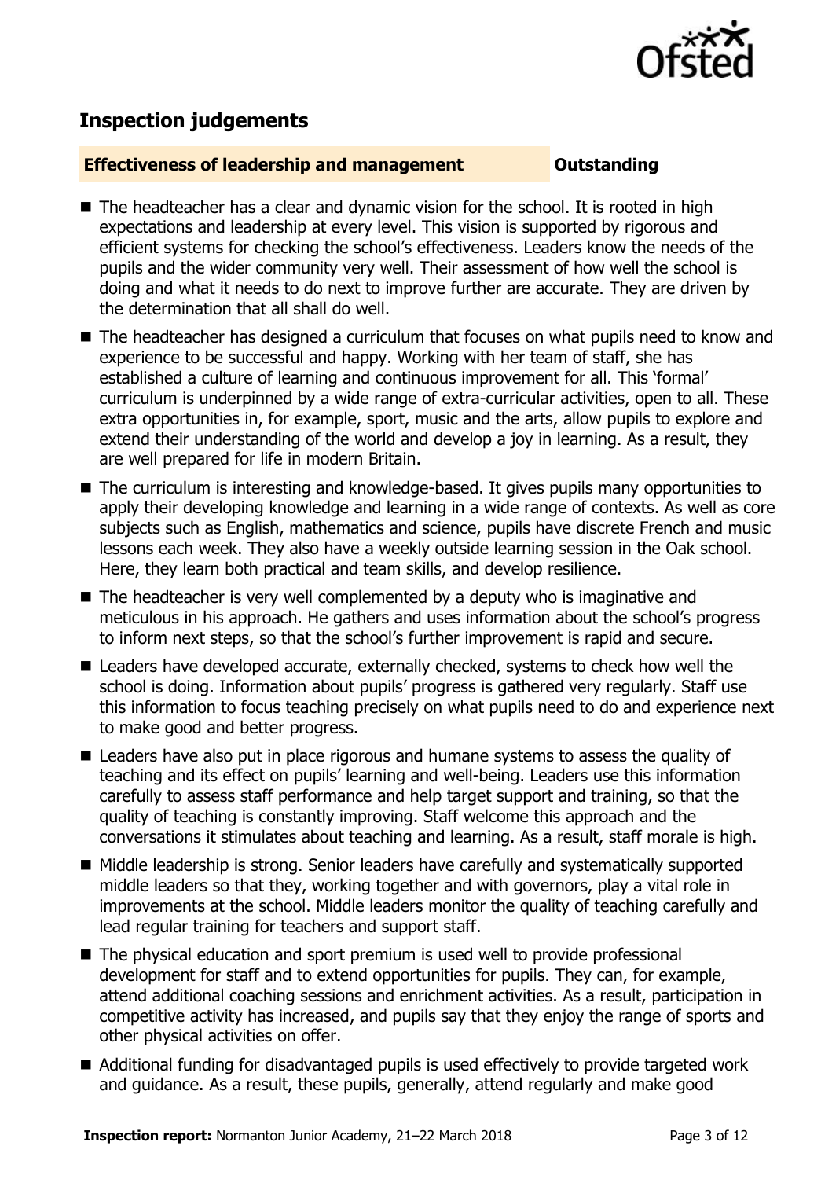## Inspection judgements

**Effectiveness of leadership and management** **Outstanding**

- The headteacher has a clear and dynamic vision for the school. It is rooted in high expectations and leadership at every level. This vision is supported by rigorous and efficient systems for checking the school's effectiveness. Leaders know the needs of the pupils and the wider community very well. Their assessment of how well the school is doing and what it needs to do next to improve further are accurate. They are driven by the determination that all shall do well.
- The headteacher has designed a curriculum that focuses on what pupils need to know and experience to be successful and happy. Working with her team of staff, she has established a culture of learning and continuous improvement for all. This 'formal' curriculum is underpinned by a wide range of extra-curricular activities, open to all. These extra opportunities in, for example, sport, music and the arts, allow pupils to explore and extend their understanding of the world and develop a joy in learning. As a result, they are well prepared for life in modern Britain.
- The curriculum is interesting and knowledge-based. It gives pupils many opportunities to apply their developing knowledge and learning in a wide range of contexts. As well as core subjects such as English, mathematics and science, pupils have discrete French and music lessons each week. They also have a weekly outside learning session in the Oak school. Here, they learn both practical and team skills, and develop resilience.
- The headteacher is very well complemented by a deputy who is imaginative and meticulous in his approach. He gathers and uses information about the school's progress to inform next steps, so that the school's further improvement is rapid and secure.
- Leaders have developed accurate, externally checked, systems to check how well the school is doing. Information about pupils' progress is gathered very regularly. Staff use this information to focus teaching precisely on what pupils need to do and experience next to make good and better progress.
- Leaders have also put in place rigorous and humane systems to assess the quality of teaching and its effect on pupils' learning and well-being. Leaders use this information carefully to assess staff performance and help target support and training, so that the quality of teaching is constantly improving. Staff welcome this approach and the conversations it stimulates about teaching and learning. As a result, staff morale is high.
- Middle leadership is strong. Senior leaders have carefully and systematically supported middle leaders so that they, working together and with governors, play a vital role in improvements at the school. Middle leaders monitor the quality of teaching carefully and lead regular training for teachers and support staff.
- The physical education and sport premium is used well to provide professional development for staff and to extend opportunities for pupils. They can, for example, attend additional coaching sessions and enrichment activities. As a result, participation in competitive activity has increased, and pupils say that they enjoy the range of sports and other physical activities on offer.
- Additional funding for disadvantaged pupils is used effectively to provide targeted work and guidance. As a result, these pupils, generally, attend regularly and make good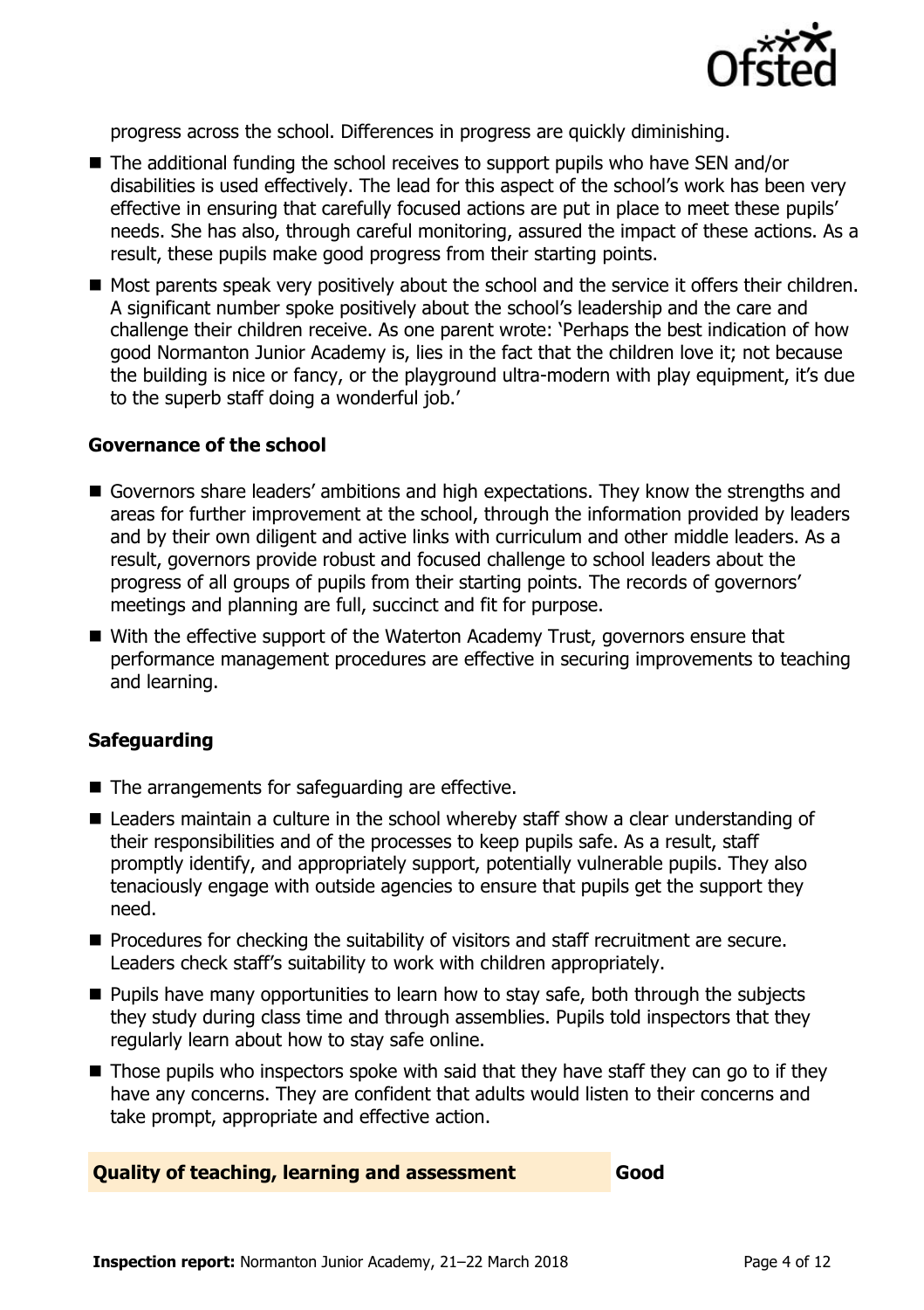progress across the school. Differences in progress are quickly diminishing.

- The additional funding the school receives to support pupils who have SEN and/or disabilities is used effectively. The lead for this aspect of the school's work has been very effective in ensuring that carefully focused actions are put in place to meet these pupils' needs. She has also, through careful monitoring, assured the impact of these actions. As a result, these pupils make good progress from their starting points.
- Most parents speak very positively about the school and the service it offers their children. A significant number spoke positively about the school's leadership and the care and challenge their children receive. As one parent wrote: 'Perhaps the best indication of how good Normanton Junior Academy is, lies in the fact that the children love it; not because the building is nice or fancy, or the playground ultra-modern with play equipment, it's due to the superb staff doing a wonderful job.'

### Governance of the school

- Governors share leaders' ambitions and high expectations. They know the strengths and areas for further improvement at the school, through the information provided by leaders and by their own diligent and active links with curriculum and other middle leaders. As a result, governors provide robust and focused challenge to school leaders about the progress of all groups of pupils from their starting points. The records of governors' meetings and planning are full, succinct and fit for purpose.
- With the effective support of the Waterton Academy Trust, governors ensure that performance management procedures are effective in securing improvements to teaching and learning.

### Safeguarding

- The arrangements for safeguarding are effective.
- Leaders maintain a culture in the school whereby staff show a clear understanding of their responsibilities and of the processes to keep pupils safe. As a result, staff promptly identify, and appropriately support, potentially vulnerable pupils. They also tenaciously engage with outside agencies to ensure that pupils get the support they need.
- Procedures for checking the suitability of visitors and staff recruitment are secure. Leaders check staff's suitability to work with children appropriately.
- Pupils have many opportunities to learn how to stay safe, both through the subjects they study during class time and through assemblies. Pupils told inspectors that they regularly learn about how to stay safe online.
- Those pupils who inspectors spoke with said that they have staff they can go to if they have any concerns. They are confident that adults would listen to their concerns and take prompt, appropriate and effective action.

| Quality of teaching, learning and assessment | Good |
|---|---|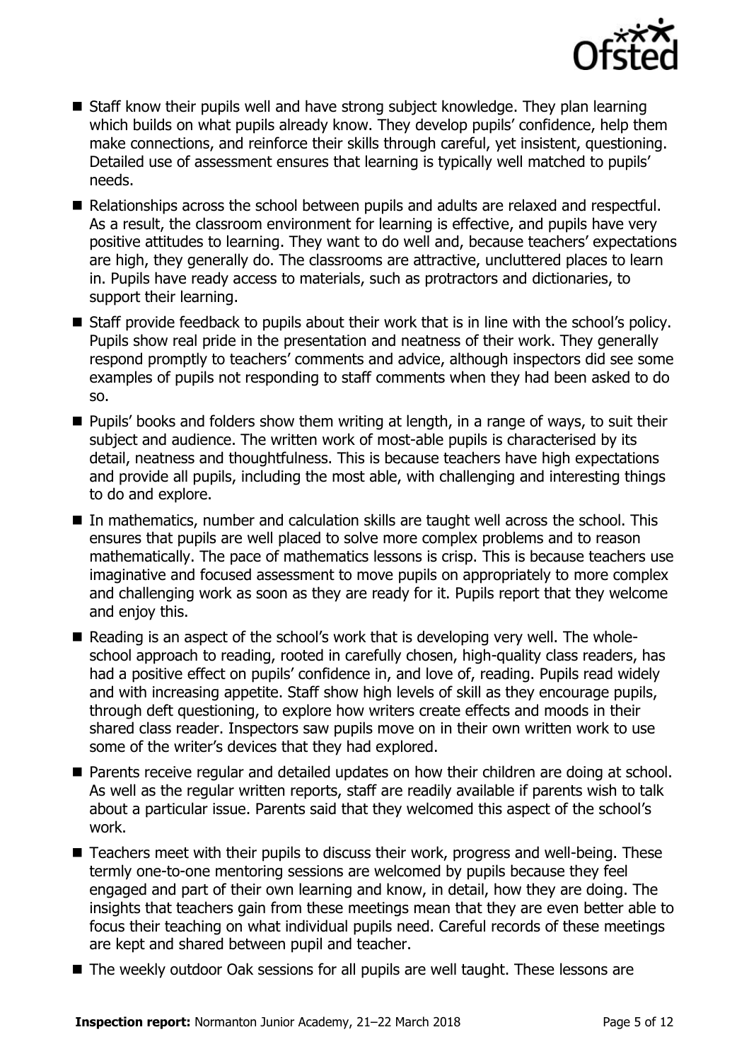- Staff know their pupils well and have strong subject knowledge. They plan learning which builds on what pupils already know. They develop pupils' confidence, help them make connections, and reinforce their skills through careful, yet insistent, questioning. Detailed use of assessment ensures that learning is typically well matched to pupils' needs.
- Relationships across the school between pupils and adults are relaxed and respectful. As a result, the classroom environment for learning is effective, and pupils have very positive attitudes to learning. They want to do well and, because teachers' expectations are high, they generally do. The classrooms are attractive, uncluttered places to learn in. Pupils have ready access to materials, such as protractors and dictionaries, to support their learning.
- Staff provide feedback to pupils about their work that is in line with the school's policy. Pupils show real pride in the presentation and neatness of their work. They generally respond promptly to teachers' comments and advice, although inspectors did see some examples of pupils not responding to staff comments when they had been asked to do so.
- Pupils' books and folders show them writing at length, in a range of ways, to suit their subject and audience. The written work of most-able pupils is characterised by its detail, neatness and thoughtfulness. This is because teachers have high expectations and provide all pupils, including the most able, with challenging and interesting things to do and explore.
- In mathematics, number and calculation skills are taught well across the school. This ensures that pupils are well placed to solve more complex problems and to reason mathematically. The pace of mathematics lessons is crisp. This is because teachers use imaginative and focused assessment to move pupils on appropriately to more complex and challenging work as soon as they are ready for it. Pupils report that they welcome and enjoy this.
- Reading is an aspect of the school's work that is developing very well. The whole-school approach to reading, rooted in carefully chosen, high-quality class readers, has had a positive effect on pupils' confidence in, and love of, reading. Pupils read widely and with increasing appetite. Staff show high levels of skill as they encourage pupils, through deft questioning, to explore how writers create effects and moods in their shared class reader. Inspectors saw pupils move on in their own written work to use some of the writer's devices that they had explored.
- Parents receive regular and detailed updates on how their children are doing at school. As well as the regular written reports, staff are readily available if parents wish to talk about a particular issue. Parents said that they welcomed this aspect of the school's work.
- Teachers meet with their pupils to discuss their work, progress and well-being. These termly one-to-one mentoring sessions are welcomed by pupils because they feel engaged and part of their own learning and know, in detail, how they are doing. The insights that teachers gain from these meetings mean that they are even better able to focus their teaching on what individual pupils need. Careful records of these meetings are kept and shared between pupil and teacher.
- The weekly outdoor Oak sessions for all pupils are well taught. These lessons are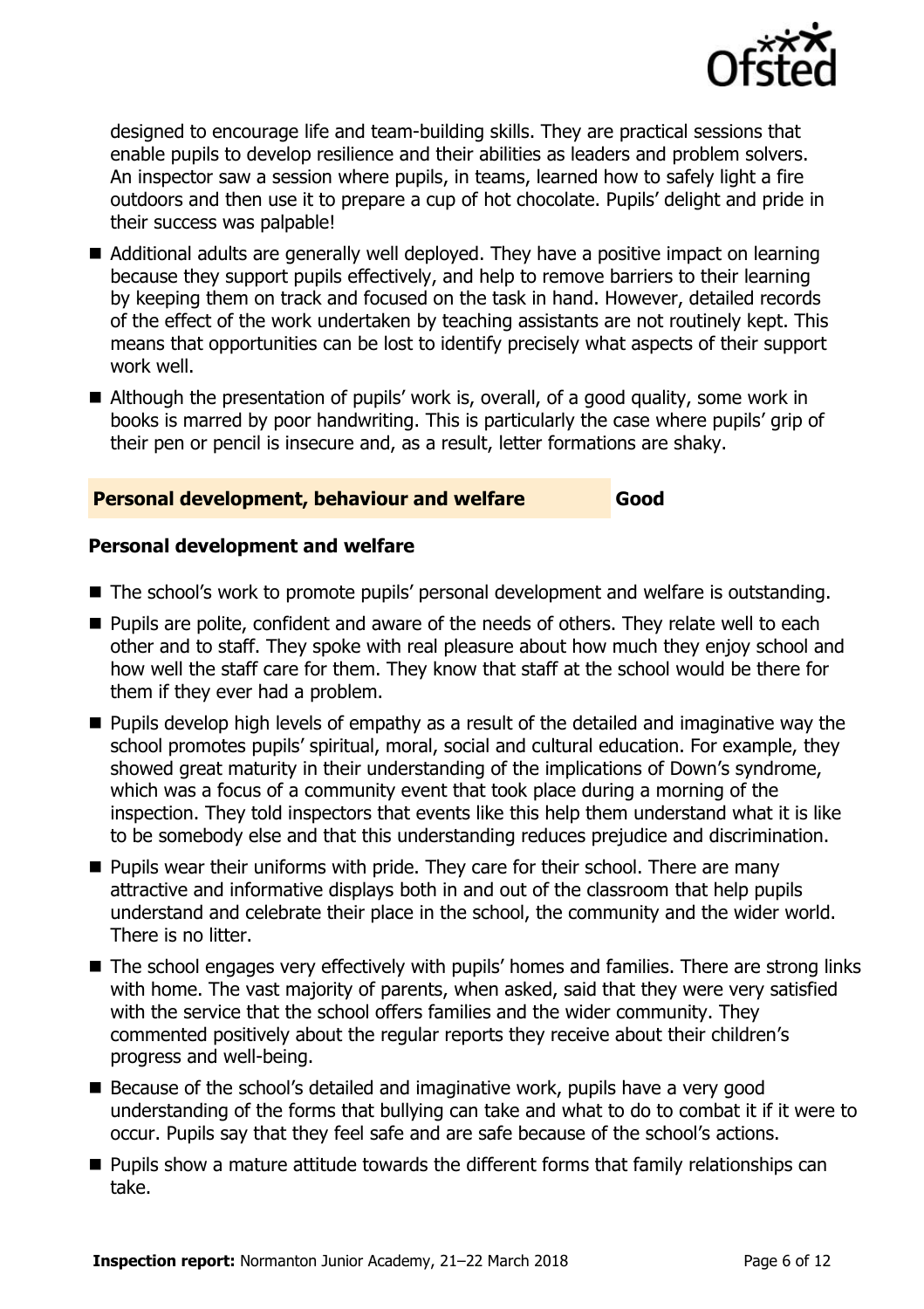designed to encourage life and team-building skills. They are practical sessions that enable pupils to develop resilience and their abilities as leaders and problem solvers. An inspector saw a session where pupils, in teams, learned how to safely light a fire outdoors and then use it to prepare a cup of hot chocolate. Pupils' delight and pride in their success was palpable!

- Additional adults are generally well deployed. They have a positive impact on learning because they support pupils effectively, and help to remove barriers to their learning by keeping them on track and focused on the task in hand. However, detailed records of the effect of the work undertaken by teaching assistants are not routinely kept. This means that opportunities can be lost to identify precisely what aspects of their support work well.
- Although the presentation of pupils' work is, overall, of a good quality, some work in books is marred by poor handwriting. This is particularly the case where pupils' grip of their pen or pencil is insecure and, as a result, letter formations are shaky.

## Personal development, behaviour and welfare — Good

### Personal development and welfare

- The school's work to promote pupils' personal development and welfare is outstanding.
- Pupils are polite, confident and aware of the needs of others. They relate well to each other and to staff. They spoke with real pleasure about how much they enjoy school and how well the staff care for them. They know that staff at the school would be there for them if they ever had a problem.
- Pupils develop high levels of empathy as a result of the detailed and imaginative way the school promotes pupils' spiritual, moral, social and cultural education. For example, they showed great maturity in their understanding of the implications of Down's syndrome, which was a focus of a community event that took place during a morning of the inspection. They told inspectors that events like this help them understand what it is like to be somebody else and that this understanding reduces prejudice and discrimination.
- Pupils wear their uniforms with pride. They care for their school. There are many attractive and informative displays both in and out of the classroom that help pupils understand and celebrate their place in the school, the community and the wider world. There is no litter.
- The school engages very effectively with pupils' homes and families. There are strong links with home. The vast majority of parents, when asked, said that they were very satisfied with the service that the school offers families and the wider community. They commented positively about the regular reports they receive about their children's progress and well-being.
- Because of the school's detailed and imaginative work, pupils have a very good understanding of the forms that bullying can take and what to do to combat it if it were to occur. Pupils say that they feel safe and are safe because of the school's actions.
- Pupils show a mature attitude towards the different forms that family relationships can take.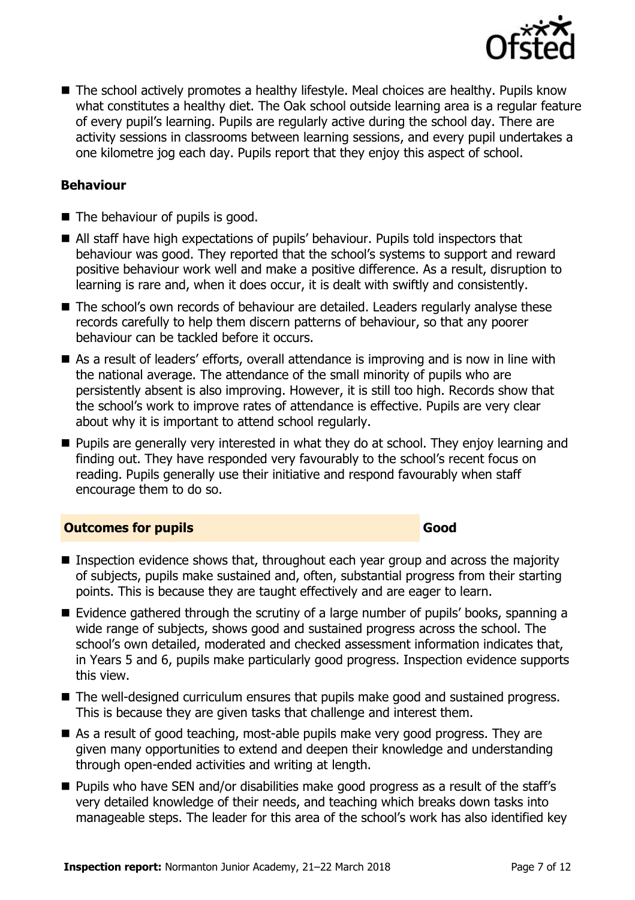- The school actively promotes a healthy lifestyle. Meal choices are healthy. Pupils know what constitutes a healthy diet. The Oak school outside learning area is a regular feature of every pupil's learning. Pupils are regularly active during the school day. There are activity sessions in classrooms between learning sessions, and every pupil undertakes a one kilometre jog each day. Pupils report that they enjoy this aspect of school.

### Behaviour

- The behaviour of pupils is good.
- All staff have high expectations of pupils' behaviour. Pupils told inspectors that behaviour was good. They reported that the school's systems to support and reward positive behaviour work well and make a positive difference. As a result, disruption to learning is rare and, when it does occur, it is dealt with swiftly and consistently.
- The school's own records of behaviour are detailed. Leaders regularly analyse these records carefully to help them discern patterns of behaviour, so that any poorer behaviour can be tackled before it occurs.
- As a result of leaders' efforts, overall attendance is improving and is now in line with the national average. The attendance of the small minority of pupils who are persistently absent is also improving. However, it is still too high. Records show that the school's work to improve rates of attendance is effective. Pupils are very clear about why it is important to attend school regularly.
- Pupils are generally very interested in what they do at school. They enjoy learning and finding out. They have responded very favourably to the school's recent focus on reading. Pupils generally use their initiative and respond favourably when staff encourage them to do so.

## Outcomes for pupils — Good

- Inspection evidence shows that, throughout each year group and across the majority of subjects, pupils make sustained and, often, substantial progress from their starting points. This is because they are taught effectively and are eager to learn.
- Evidence gathered through the scrutiny of a large number of pupils' books, spanning a wide range of subjects, shows good and sustained progress across the school. The school's own detailed, moderated and checked assessment information indicates that, in Years 5 and 6, pupils make particularly good progress. Inspection evidence supports this view.
- The well-designed curriculum ensures that pupils make good and sustained progress. This is because they are given tasks that challenge and interest them.
- As a result of good teaching, most-able pupils make very good progress. They are given many opportunities to extend and deepen their knowledge and understanding through open-ended activities and writing at length.
- Pupils who have SEN and/or disabilities make good progress as a result of the staff's very detailed knowledge of their needs, and teaching which breaks down tasks into manageable steps. The leader for this area of the school's work has also identified key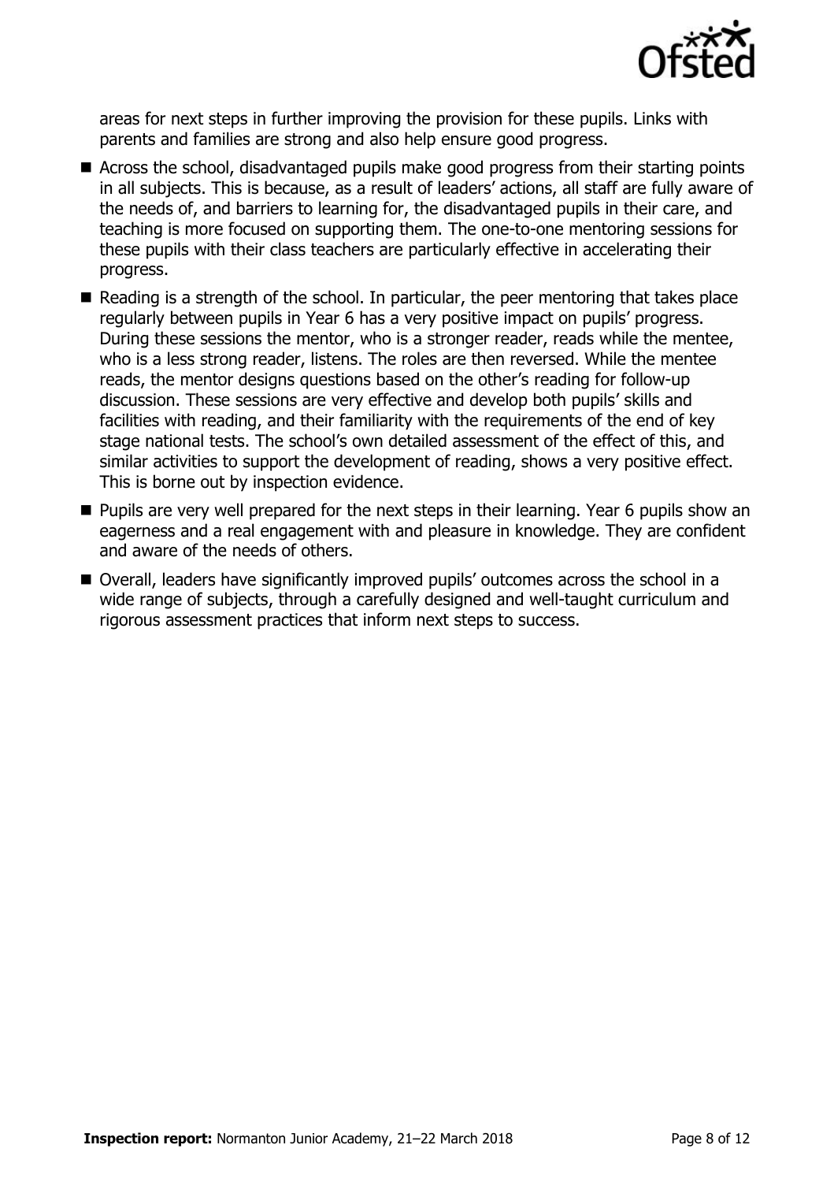areas for next steps in further improving the provision for these pupils. Links with parents and families are strong and also help ensure good progress.

- Across the school, disadvantaged pupils make good progress from their starting points in all subjects. This is because, as a result of leaders' actions, all staff are fully aware of the needs of, and barriers to learning for, the disadvantaged pupils in their care, and teaching is more focused on supporting them. The one-to-one mentoring sessions for these pupils with their class teachers are particularly effective in accelerating their progress.
- Reading is a strength of the school. In particular, the peer mentoring that takes place regularly between pupils in Year 6 has a very positive impact on pupils' progress. During these sessions the mentor, who is a stronger reader, reads while the mentee, who is a less strong reader, listens. The roles are then reversed. While the mentee reads, the mentor designs questions based on the other's reading for follow-up discussion. These sessions are very effective and develop both pupils' skills and facilities with reading, and their familiarity with the requirements of the end of key stage national tests. The school's own detailed assessment of the effect of this, and similar activities to support the development of reading, shows a very positive effect. This is borne out by inspection evidence.
- Pupils are very well prepared for the next steps in their learning. Year 6 pupils show an eagerness and a real engagement with and pleasure in knowledge. They are confident and aware of the needs of others.
- Overall, leaders have significantly improved pupils' outcomes across the school in a wide range of subjects, through a carefully designed and well-taught curriculum and rigorous assessment practices that inform next steps to success.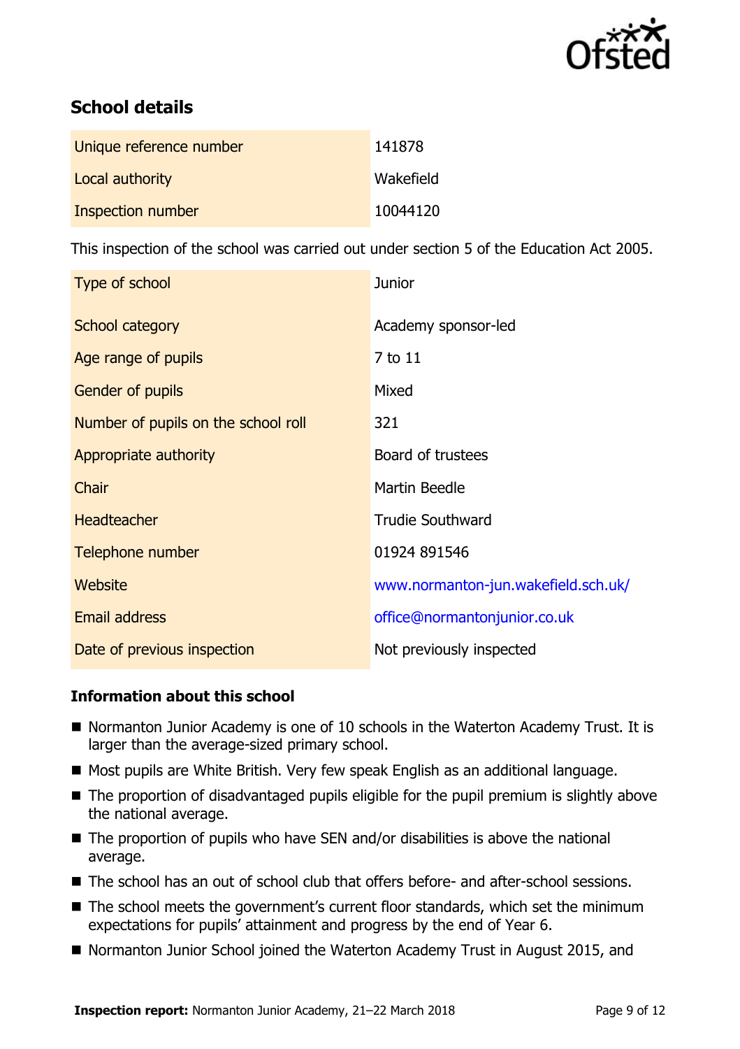## School details

| | |
|---|---|
| Unique reference number | 141878 |
| Local authority | Wakefield |
| Inspection number | 10044120 |

This inspection of the school was carried out under section 5 of the Education Act 2005.

| | |
|---|---|
| Type of school | Junior |
| School category | Academy sponsor-led |
| Age range of pupils | 7 to 11 |
| Gender of pupils | Mixed |
| Number of pupils on the school roll | 321 |
| Appropriate authority | Board of trustees |
| Chair | Martin Beedle |
| Headteacher | Trudie Southward |
| Telephone number | 01924 891546 |
| Website | www.normanton-jun.wakefield.sch.uk/ |
| Email address | office@normantonjunior.co.uk |
| Date of previous inspection | Not previously inspected |

### Information about this school

- Normanton Junior Academy is one of 10 schools in the Waterton Academy Trust. It is larger than the average-sized primary school.
- Most pupils are White British. Very few speak English as an additional language.
- The proportion of disadvantaged pupils eligible for the pupil premium is slightly above the national average.
- The proportion of pupils who have SEN and/or disabilities is above the national average.
- The school has an out of school club that offers before- and after-school sessions.
- The school meets the government's current floor standards, which set the minimum expectations for pupils' attainment and progress by the end of Year 6.
- Normanton Junior School joined the Waterton Academy Trust in August 2015, and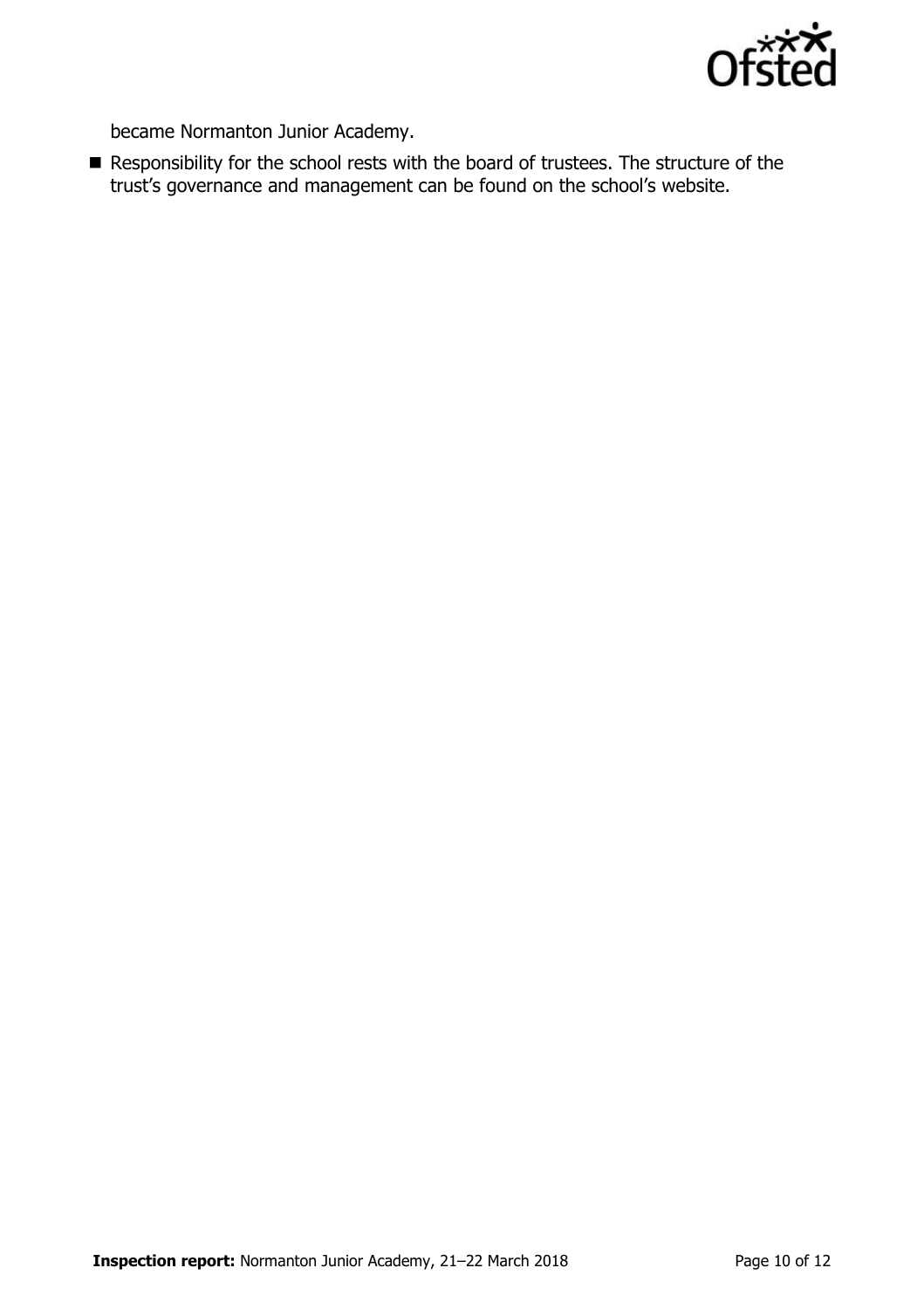became Normanton Junior Academy.

- Responsibility for the school rests with the board of trustees. The structure of the trust's governance and management can be found on the school's website.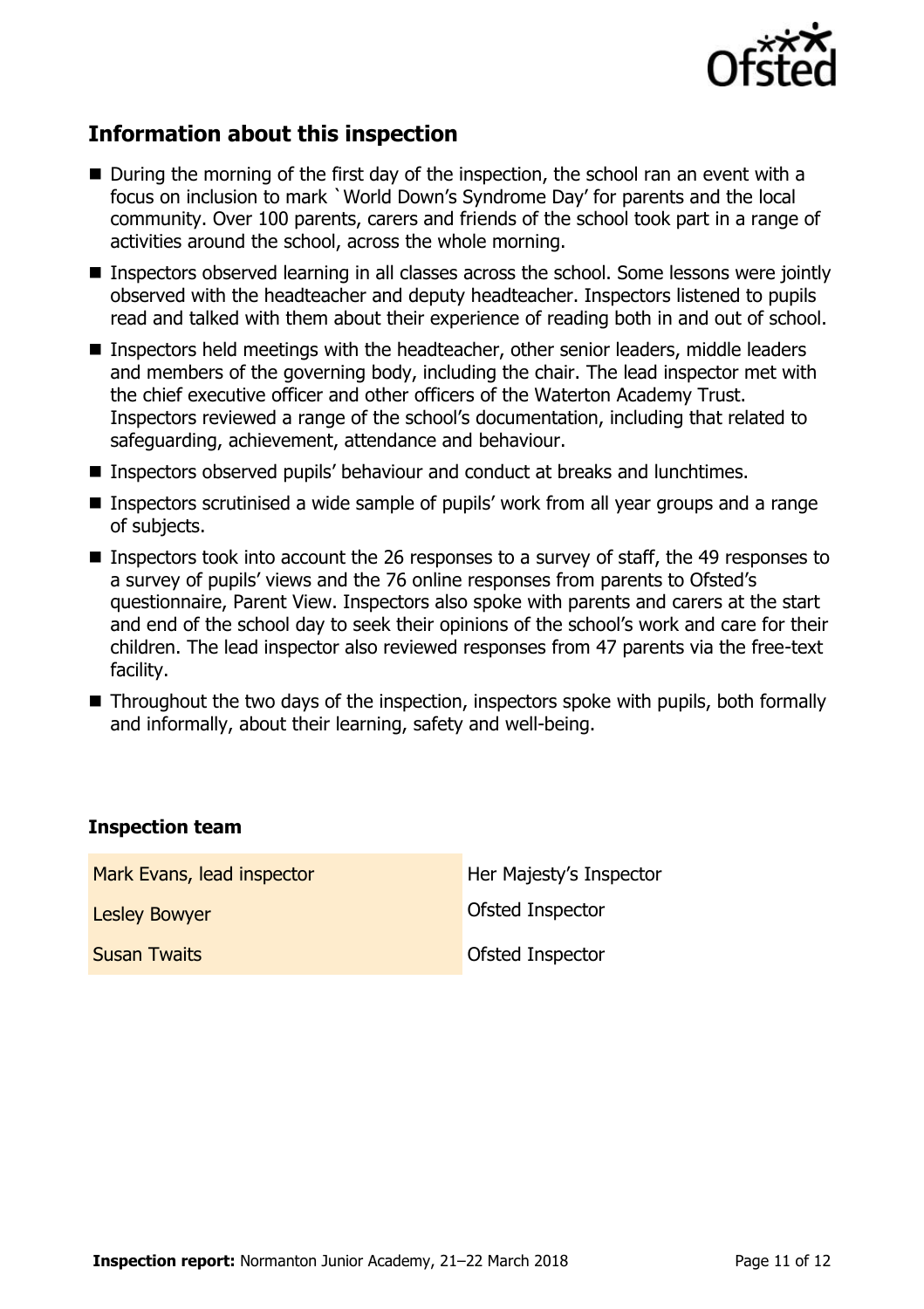## Information about this inspection

- During the morning of the first day of the inspection, the school ran an event with a focus on inclusion to mark `World Down's Syndrome Day' for parents and the local community. Over 100 parents, carers and friends of the school took part in a range of activities around the school, across the whole morning.
- Inspectors observed learning in all classes across the school. Some lessons were jointly observed with the headteacher and deputy headteacher. Inspectors listened to pupils read and talked with them about their experience of reading both in and out of school.
- Inspectors held meetings with the headteacher, other senior leaders, middle leaders and members of the governing body, including the chair. The lead inspector met with the chief executive officer and other officers of the Waterton Academy Trust. Inspectors reviewed a range of the school's documentation, including that related to safeguarding, achievement, attendance and behaviour.
- Inspectors observed pupils' behaviour and conduct at breaks and lunchtimes.
- Inspectors scrutinised a wide sample of pupils' work from all year groups and a range of subjects.
- Inspectors took into account the 26 responses to a survey of staff, the 49 responses to a survey of pupils' views and the 76 online responses from parents to Ofsted's questionnaire, Parent View. Inspectors also spoke with parents and carers at the start and end of the school day to seek their opinions of the school's work and care for their children. The lead inspector also reviewed responses from 47 parents via the free-text facility.
- Throughout the two days of the inspection, inspectors spoke with pupils, both formally and informally, about their learning, safety and well-being.

### Inspection team

| | |
|---|---|
| Mark Evans, lead inspector | Her Majesty's Inspector |
| Lesley Bowyer | Ofsted Inspector |
| Susan Twaits | Ofsted Inspector |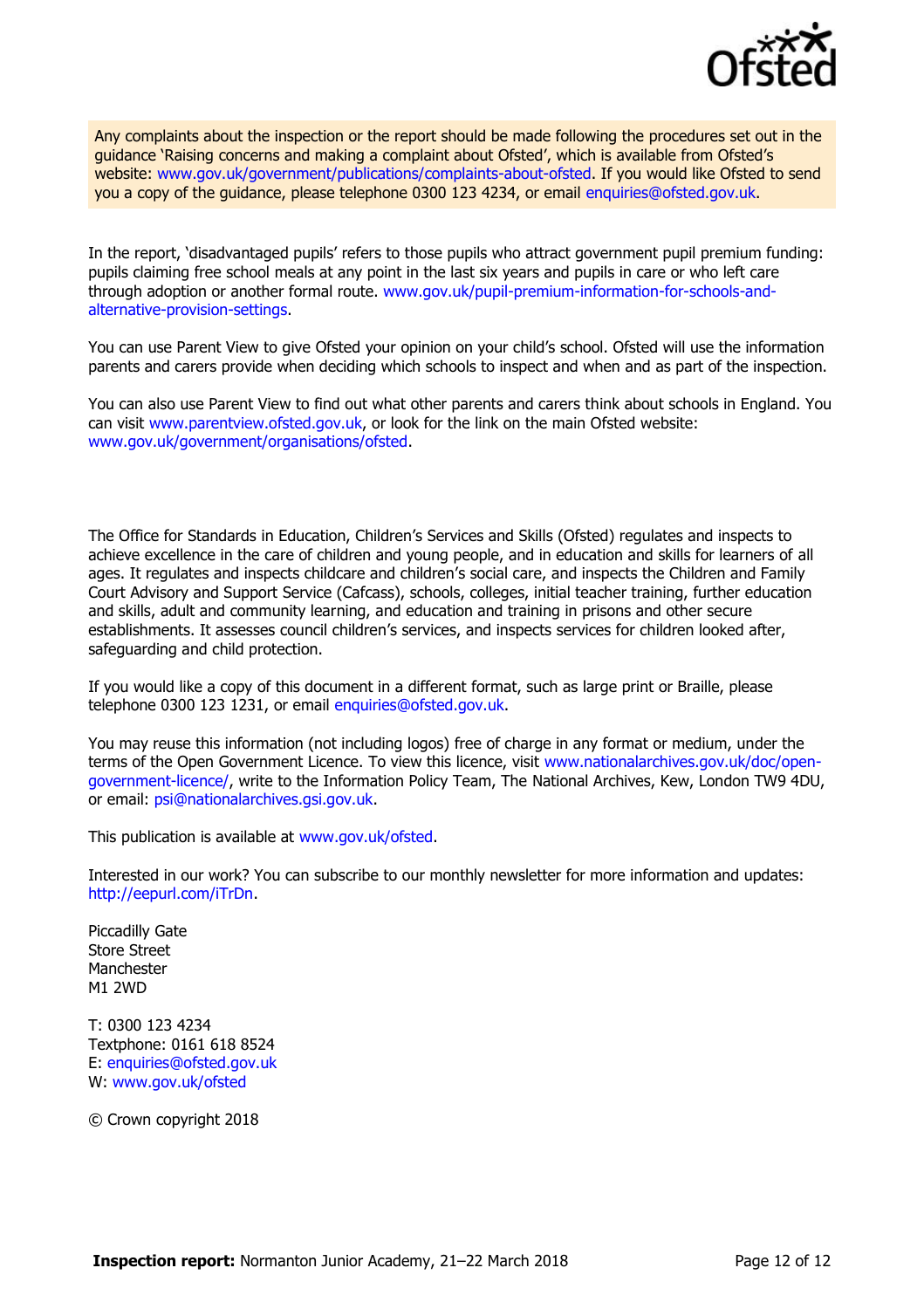Any complaints about the inspection or the report should be made following the procedures set out in the guidance 'Raising concerns and making a complaint about Ofsted', which is available from Ofsted's website: www.gov.uk/government/publications/complaints-about-ofsted. If you would like Ofsted to send you a copy of the guidance, please telephone 0300 123 4234, or email enquiries@ofsted.gov.uk.

In the report, 'disadvantaged pupils' refers to those pupils who attract government pupil premium funding: pupils claiming free school meals at any point in the last six years and pupils in care or who left care through adoption or another formal route. www.gov.uk/pupil-premium-information-for-schools-and-alternative-provision-settings.

You can use Parent View to give Ofsted your opinion on your child's school. Ofsted will use the information parents and carers provide when deciding which schools to inspect and when and as part of the inspection.

You can also use Parent View to find out what other parents and carers think about schools in England. You can visit www.parentview.ofsted.gov.uk, or look for the link on the main Ofsted website: www.gov.uk/government/organisations/ofsted.

The Office for Standards in Education, Children's Services and Skills (Ofsted) regulates and inspects to achieve excellence in the care of children and young people, and in education and skills for learners of all ages. It regulates and inspects childcare and children's social care, and inspects the Children and Family Court Advisory and Support Service (Cafcass), schools, colleges, initial teacher training, further education and skills, adult and community learning, and education and training in prisons and other secure establishments. It assesses council children's services, and inspects services for children looked after, safeguarding and child protection.

If you would like a copy of this document in a different format, such as large print or Braille, please telephone 0300 123 1231, or email enquiries@ofsted.gov.uk.

You may reuse this information (not including logos) free of charge in any format or medium, under the terms of the Open Government Licence. To view this licence, visit www.nationalarchives.gov.uk/doc/open-government-licence/, write to the Information Policy Team, The National Archives, Kew, London TW9 4DU, or email: psi@nationalarchives.gsi.gov.uk.

This publication is available at www.gov.uk/ofsted.

Interested in our work? You can subscribe to our monthly newsletter for more information and updates: http://eepurl.com/iTrDn.

Piccadilly Gate
Store Street
Manchester
M1 2WD

T: 0300 123 4234
Textphone: 0161 618 8524
E: enquiries@ofsted.gov.uk
W: www.gov.uk/ofsted

© Crown copyright 2018